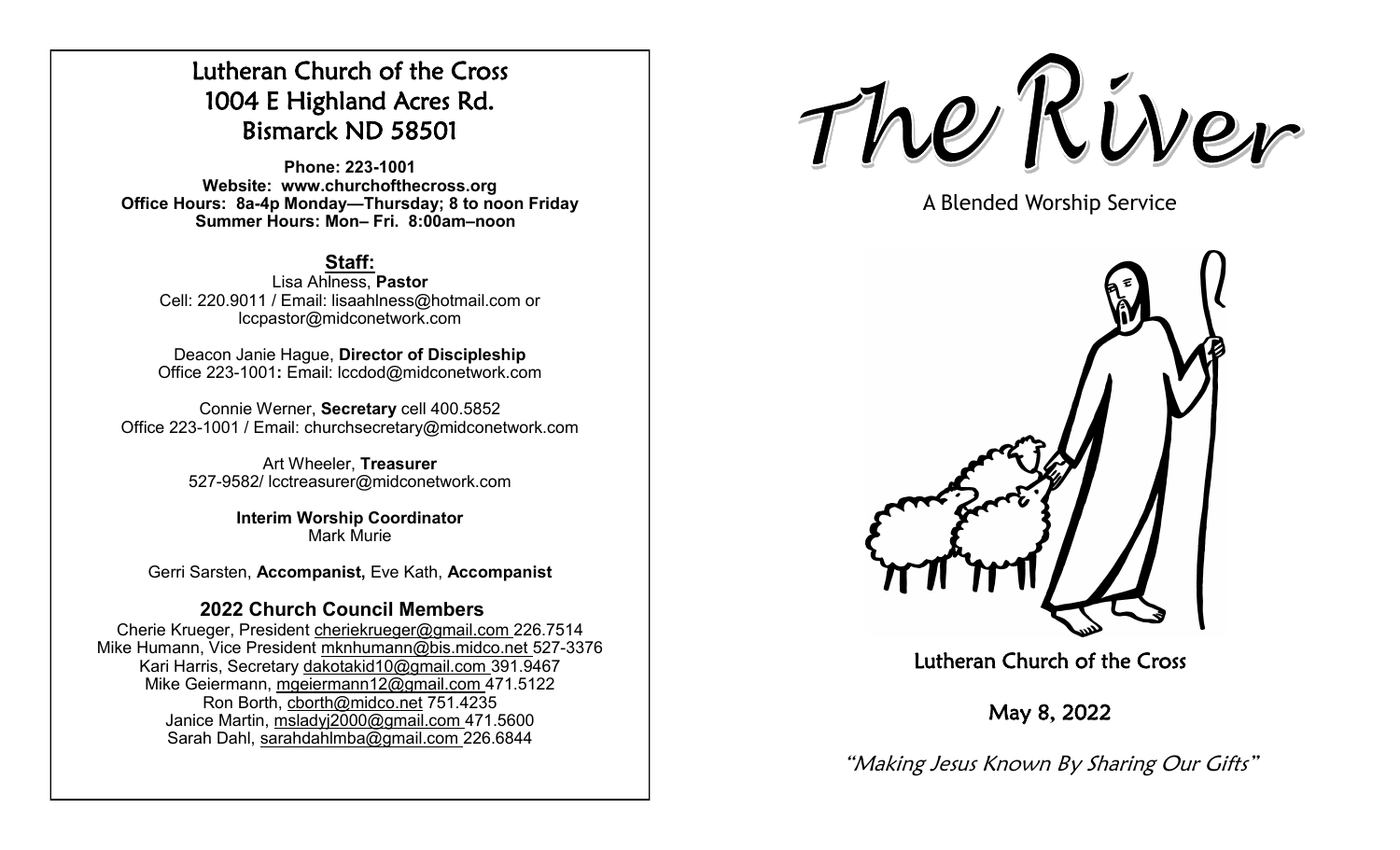# Lutheran Church of the Cross
# 1004 E Highland Acres Rd.
# Bismarck ND 58501

**Phone: 223-1001**
**Website: www.churchofthecross.org**
**Office Hours: 8a-4p Monday—Thursday; 8 to noon Friday**
**Summer Hours: Mon– Fri. 8:00am–noon**

## Staff:

Lisa Ahlness, **Pastor**
Cell: 220.9011 / Email: lisaahlness@hotmail.com or lccpastor@midconetwork.com

Deacon Janie Hague, **Director of Discipleship**
Office 223-1001**:** Email: lccdod@midconetwork.com

Connie Werner, **Secretary** cell 400.5852
Office 223-1001 / Email: churchsecretary@midconetwork.com

Art Wheeler, **Treasurer**
527-9582/ lcctreasurer@midconetwork.com

**Interim Worship Coordinator**
Mark Murie

Gerri Sarsten, **Accompanist,** Eve Kath, **Accompanist**

## 2022 Church Council Members

Cherie Krueger, President cheriekrueger@gmail.com 226.7514
Mike Humann, Vice President mknhumann@bis.midco.net 527-3376
Kari Harris, Secretary dakotakid10@gmail.com 391.9467
Mike Geiermann, mgeiermann12@gmail.com 471.5122
Ron Borth, cborth@midco.net 751.4235
Janice Martin, msladyj2000@gmail.com 471.5600
Sarah Dahl, sarahdahlmba@gmail.com 226.6844

# The River

A Blended Worship Service

Lutheran Church of the Cross

May 8, 2022

"Making Jesus Known By Sharing Our Gifts"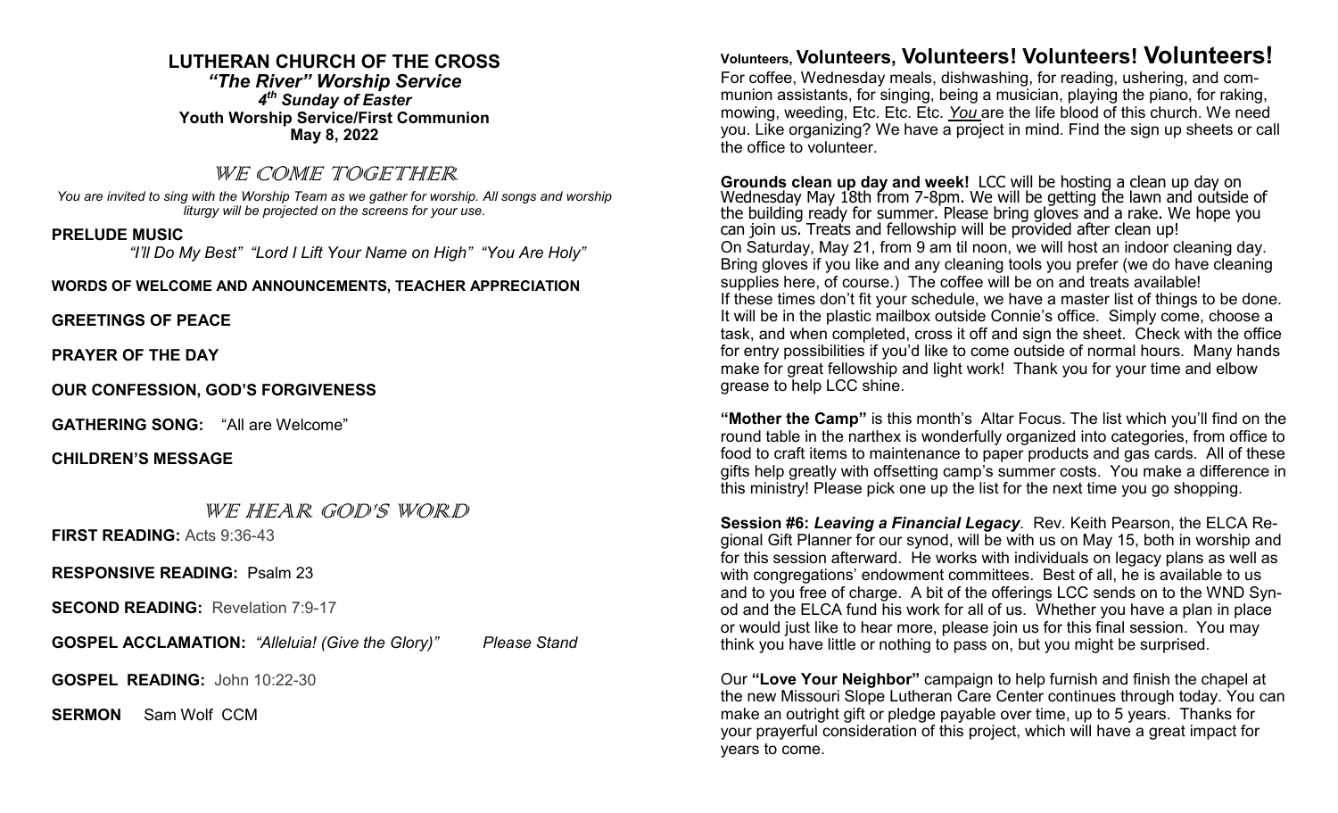# LUTHERAN CHURCH OF THE CROSS

***"The River" Worship Service***

***4th Sunday of Easter***

**Youth Worship Service/First Communion**

**May 8, 2022**

## WE COME TOGETHER

*You are invited to sing with the Worship Team as we gather for worship. All songs and worship liturgy will be projected on the screens for your use.*

**PRELUDE MUSIC**

*"I'll Do My Best" "Lord I Lift Your Name on High" "You Are Holy"*

**WORDS OF WELCOME AND ANNOUNCEMENTS, TEACHER APPRECIATION**

**GREETINGS OF PEACE**

**PRAYER OF THE DAY**

**OUR CONFESSION, GOD'S FORGIVENESS**

**GATHERING SONG:** "All are Welcome"

**CHILDREN'S MESSAGE**

## WE HEAR GOD'S WORD

**FIRST READING:** Acts 9:36-43

**RESPONSIVE READING:** Psalm 23

**SECOND READING:** Revelation 7:9-17

**GOSPEL ACCLAMATION:** *"Alleluia! (Give the Glory)"* *Please Stand*

**GOSPEL READING:** John 10:22-30

**SERMON** Sam Wolf CCM

**Volunteers, Volunteers, Volunteers! Volunteers! Volunteers!**

For coffee, Wednesday meals, dishwashing, for reading, ushering, and communion assistants, for singing, being a musician, playing the piano, for raking, mowing, weeding, Etc. Etc. Etc. *You* are the life blood of this church. We need you. Like organizing? We have a project in mind. Find the sign up sheets or call the office to volunteer.

**Grounds clean up day and week!** LCC will be hosting a clean up day on Wednesday May 18th from 7-8pm. We will be getting the lawn and outside of the building ready for summer. Please bring gloves and a rake. We hope you can join us. Treats and fellowship will be provided after clean up!

On Saturday, May 21, from 9 am til noon, we will host an indoor cleaning day. Bring gloves if you like and any cleaning tools you prefer (we do have cleaning supplies here, of course.) The coffee will be on and treats available!

If these times don't fit your schedule, we have a master list of things to be done. It will be in the plastic mailbox outside Connie's office. Simply come, choose a task, and when completed, cross it off and sign the sheet. Check with the office for entry possibilities if you'd like to come outside of normal hours. Many hands make for great fellowship and light work! Thank you for your time and elbow grease to help LCC shine.

**"Mother the Camp"** is this month's Altar Focus. The list which you'll find on the round table in the narthex is wonderfully organized into categories, from office to food to craft items to maintenance to paper products and gas cards. All of these gifts help greatly with offsetting camp's summer costs. You make a difference in this ministry! Please pick one up the list for the next time you go shopping.

**Session #6: *Leaving a Financial Legacy*.** Rev. Keith Pearson, the ELCA Regional Gift Planner for our synod, will be with us on May 15, both in worship and for this session afterward. He works with individuals on legacy plans as well as with congregations' endowment committees. Best of all, he is available to us and to you free of charge. A bit of the offerings LCC sends on to the WND Synod and the ELCA fund his work for all of us. Whether you have a plan in place or would just like to hear more, please join us for this final session. You may think you have little or nothing to pass on, but you might be surprised.

Our **"Love Your Neighbor"** campaign to help furnish and finish the chapel at the new Missouri Slope Lutheran Care Center continues through today. You can make an outright gift or pledge payable over time, up to 5 years. Thanks for your prayerful consideration of this project, which will have a great impact for years to come.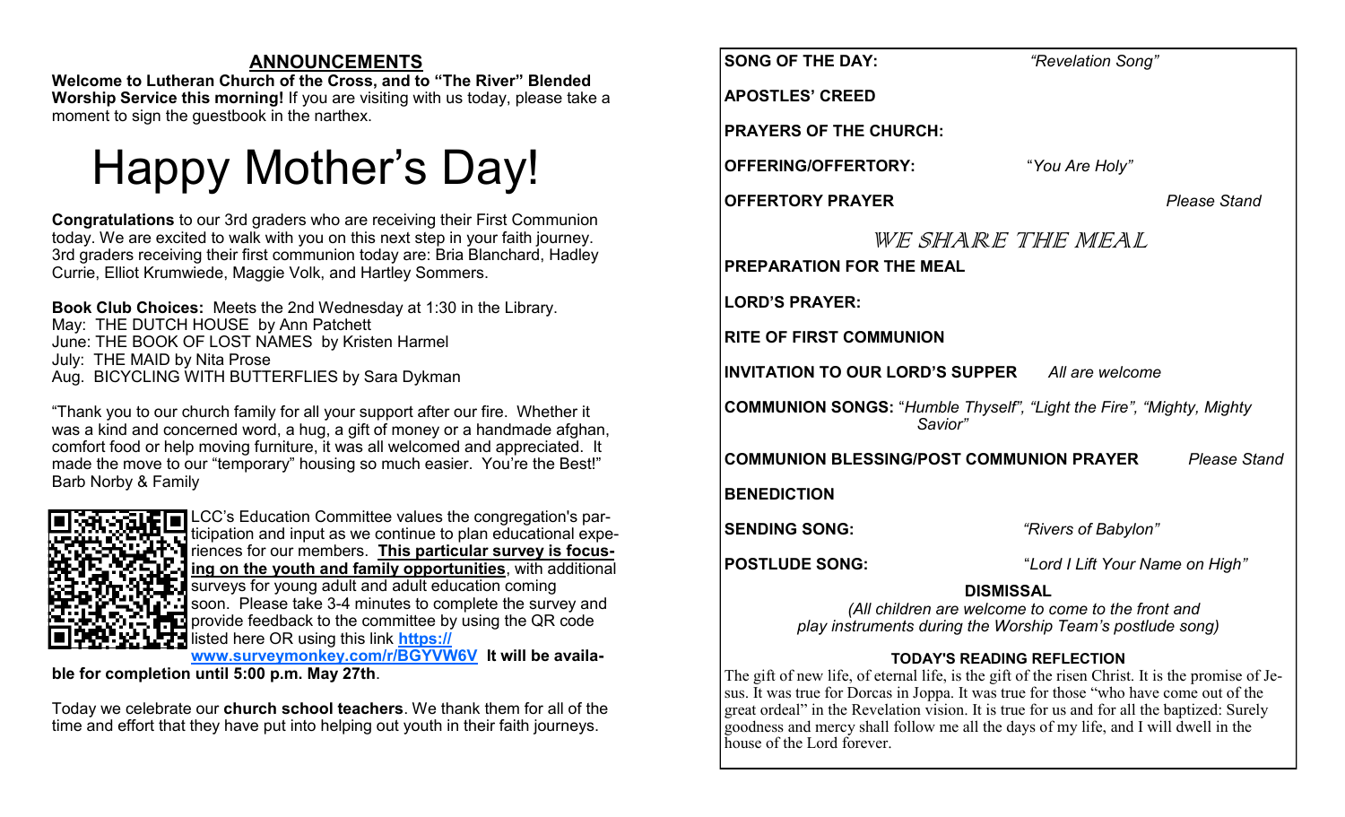## ANNOUNCEMENTS

**Welcome to Lutheran Church of the Cross, and to "The River" Blended Worship Service this morning!** If you are visiting with us today, please take a moment to sign the guestbook in the narthex.

# Happy Mother's Day!

**Congratulations** to our 3rd graders who are receiving their First Communion today. We are excited to walk with you on this next step in your faith journey. 3rd graders receiving their first communion today are: Bria Blanchard, Hadley Currie, Elliot Krumwiede, Maggie Volk, and Hartley Sommers.

**Book Club Choices:** Meets the 2nd Wednesday at 1:30 in the Library.
May: THE DUTCH HOUSE by Ann Patchett
June: THE BOOK OF LOST NAMES by Kristen Harmel
July: THE MAID by Nita Prose
Aug. BICYCLING WITH BUTTERFLIES by Sara Dykman

"Thank you to our church family for all your support after our fire. Whether it was a kind and concerned word, a hug, a gift of money or a handmade afghan, comfort food or help moving furniture, it was all welcomed and appreciated. It made the move to our "temporary" housing so much easier. You're the Best!" Barb Norby & Family

LCC's Education Committee values the congregation's participation and input as we continue to plan educational experiences for our members. **This particular survey is focusing on the youth and family opportunities**, with additional surveys for young adult and adult education coming soon. Please take 3-4 minutes to complete the survey and provide feedback to the committee by using the QR code listed here OR using this link **https://www.surveymonkey.com/r/BGYVW6V** **It will be available for completion until 5:00 p.m. May 27th**.

Today we celebrate our **church school teachers**. We thank them for all of the time and effort that they have put into helping out youth in their faith journeys.

**SONG OF THE DAY:** *"Revelation Song"*

**APOSTLES' CREED**

**PRAYERS OF THE CHURCH:**

**OFFERING/OFFERTORY:** *"You Are Holy"*

**OFFERTORY PRAYER** *Please Stand*

## WE SHARE THE MEAL

**PREPARATION FOR THE MEAL**

**LORD'S PRAYER:**

**RITE OF FIRST COMMUNION**

**INVITATION TO OUR LORD'S SUPPER** *All are welcome*

**COMMUNION SONGS:** *"Humble Thyself", "Light the Fire", "Mighty, Mighty Savior"*

**COMMUNION BLESSING/POST COMMUNION PRAYER** *Please Stand*

**BENEDICTION**

**SENDING SONG:** *"Rivers of Babylon"*

**POSTLUDE SONG:** *"Lord I Lift Your Name on High"*

**DISMISSAL**

*(All children are welcome to come to the front and play instruments during the Worship Team's postlude song)*

**TODAY'S READING REFLECTION**

The gift of new life, of eternal life, is the gift of the risen Christ. It is the promise of Jesus. It was true for Dorcas in Joppa. It was true for those "who have come out of the great ordeal" in the Revelation vision. It is true for us and for all the baptized: Surely goodness and mercy shall follow me all the days of my life, and I will dwell in the house of the Lord forever.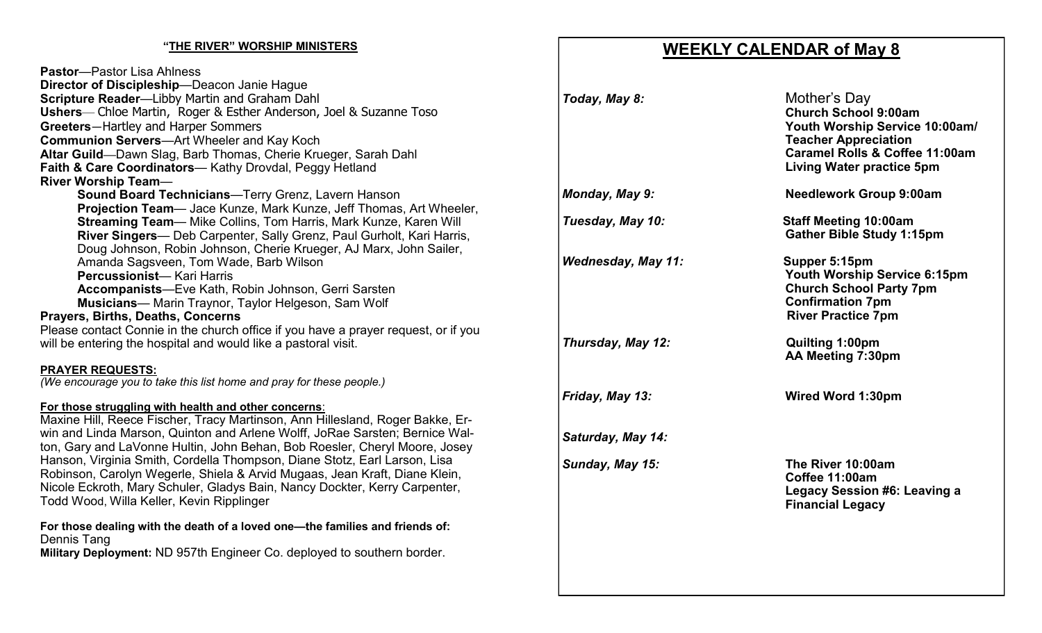## "THE RIVER" WORSHIP MINISTERS

**Pastor**—Pastor Lisa Ahlness
**Director of Discipleship**—Deacon Janie Hague
**Scripture Reader**—Libby Martin and Graham Dahl
**Ushers**— Chloe Martin, Roger & Esther Anderson, Joel & Suzanne Toso
**Greeters**—Hartley and Harper Sommers
**Communion Servers**—Art Wheeler and Kay Koch
**Altar Guild**—Dawn Slag, Barb Thomas, Cherie Krueger, Sarah Dahl
**Faith & Care Coordinators**— Kathy Drovdal, Peggy Hetland
**River Worship Team**—

- **Sound Board Technicians**—Terry Grenz, Lavern Hanson
- **Projection Team**— Jace Kunze, Mark Kunze, Jeff Thomas, Art Wheeler,
- **Streaming Team**— Mike Collins, Tom Harris, Mark Kunze, Karen Will
- **River Singers**— Deb Carpenter, Sally Grenz, Paul Gurholt, Kari Harris, Doug Johnson, Robin Johnson, Cherie Krueger, AJ Marx, John Sailer, Amanda Sagsveen, Tom Wade, Barb Wilson
- **Percussionist**— Kari Harris
- **Accompanists**—Eve Kath, Robin Johnson, Gerri Sarsten
- **Musicians**— Marin Traynor, Taylor Helgeson, Sam Wolf

**Prayers, Births, Deaths, Concerns**
Please contact Connie in the church office if you have a prayer request, or if you will be entering the hospital and would like a pastoral visit.

**PRAYER REQUESTS:**
*(We encourage you to take this list home and pray for these people.)*

**For those struggling with health and other concerns**:
Maxine Hill, Reece Fischer, Tracy Martinson, Ann Hillesland, Roger Bakke, Erwin and Linda Marson, Quinton and Arlene Wolff, JoRae Sarsten; Bernice Walton, Gary and LaVonne Hultin, John Behan, Bob Roesler, Cheryl Moore, Josey Hanson, Virginia Smith, Cordella Thompson, Diane Stotz, Earl Larson, Lisa Robinson, Carolyn Wegerle, Shiela & Arvid Mugaas, Jean Kraft, Diane Klein, Nicole Eckroth, Mary Schuler, Gladys Bain, Nancy Dockter, Kerry Carpenter, Todd Wood, Willa Keller, Kevin Ripplinger

**For those dealing with the death of a loved one—the families and friends of:**
Dennis Tang
**Military Deployment:** ND 957th Engineer Co. deployed to southern border.

## WEEKLY CALENDAR of May 8

| | |
|---|---|
| *Today, May 8:* | Mother's Day<br>**Church School 9:00am**<br>**Youth Worship Service 10:00am/ Teacher Appreciation**<br>**Caramel Rolls & Coffee 11:00am**<br>**Living Water practice 5pm** |
| *Monday, May 9:* | **Needlework Group 9:00am** |
| *Tuesday, May 10:* | **Staff Meeting 10:00am**<br>**Gather Bible Study 1:15pm** |
| *Wednesday, May 11:* | **Supper 5:15pm**<br>**Youth Worship Service 6:15pm**<br>**Church School Party 7pm**<br>**Confirmation 7pm**<br>**River Practice 7pm** |
| *Thursday, May 12:* | **Quilting 1:00pm**<br>**AA Meeting 7:30pm** |
| *Friday, May 13:* | **Wired Word 1:30pm** |
| *Saturday, May 14:* | |
| *Sunday, May 15:* | **The River 10:00am**<br>**Coffee 11:00am**<br>**Legacy Session #6: Leaving a Financial Legacy** |